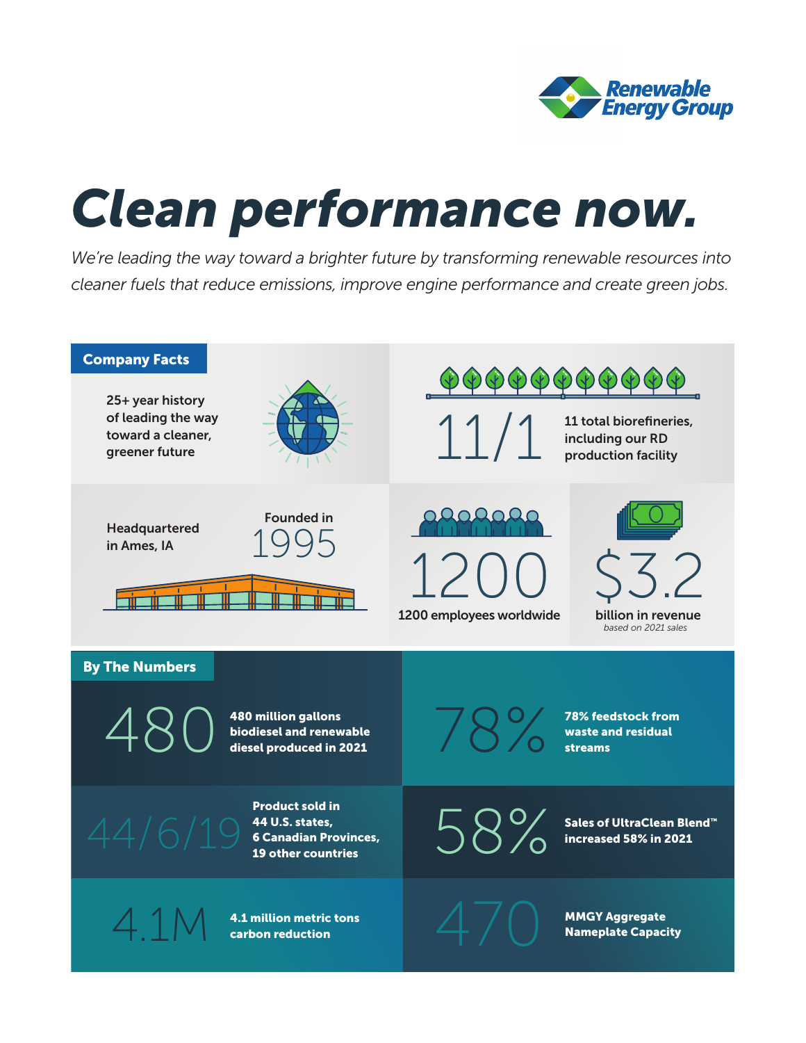Renewable Energy Group

# Clean performance now.

*We're leading the way toward a brighter future by transforming renewable resources into cleaner fuels that reduce emissions, improve engine performance and create green jobs.*

## Company Facts

25+ year history of leading the way toward a cleaner, greener future

**11/1**
11 total biorefineries, including our RD production facility

Headquartered in Ames, IA

Founded in **1995**

**1200**
1200 employees worldwide

**$3.2**
billion in revenue
*based on 2021 sales*

## By The Numbers

**480**
**480 million gallons biodiesel and renewable diesel produced in 2021**

**78%**
**78% feedstock from waste and residual streams**

**44/6/19**
**Product sold in 44 U.S. states, 6 Canadian Provinces, 19 other countries**

**58%**
**Sales of UltraClean Blend™ increased 58% in 2021**

**4.1M**
**4.1 million metric tons carbon reduction**

**470**
**MMGY Aggregate Nameplate Capacity**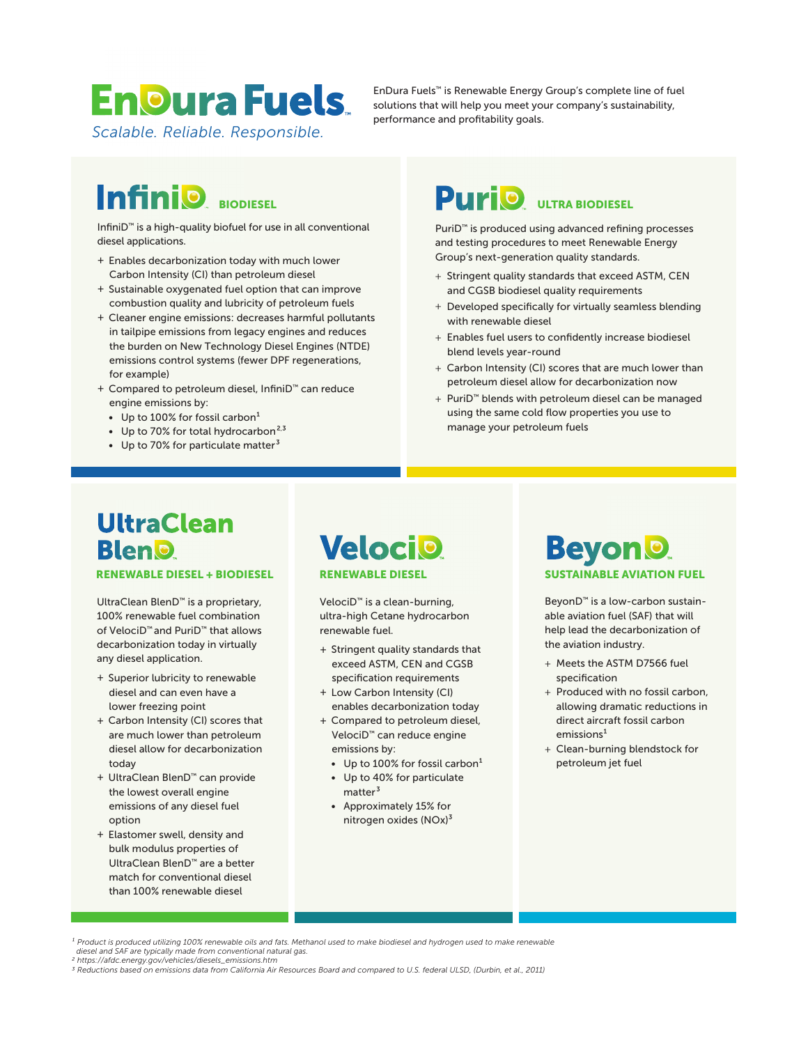# EnDura Fuels™

*Scalable. Reliable. Responsible.*

EnDura Fuels™ is Renewable Energy Group's complete line of fuel solutions that will help you meet your company's sustainability, performance and profitability goals.

## InfiniD™ BIODIESEL

InfiniD™ is a high-quality biofuel for use in all conventional diesel applications.

+ Enables decarbonization today with much lower Carbon Intensity (CI) than petroleum diesel
+ Sustainable oxygenated fuel option that can improve combustion quality and lubricity of petroleum fuels
+ Cleaner engine emissions: decreases harmful pollutants in tailpipe emissions from legacy engines and reduces the burden on New Technology Diesel Engines (NTDE) emissions control systems (fewer DPF regenerations, for example)
+ Compared to petroleum diesel, InfiniD™ can reduce engine emissions by:
  - Up to 100% for fossil carbon[1]
  - Up to 70% for total hydrocarbon[2,3]
  - Up to 70% for particulate matter[3]

## PuriD™ ULTRA BIODIESEL

PuriD™ is produced using advanced refining processes and testing procedures to meet Renewable Energy Group's next-generation quality standards.

+ Stringent quality standards that exceed ASTM, CEN and CGSB biodiesel quality requirements
+ Developed specifically for virtually seamless blending with renewable diesel
+ Enables fuel users to confidently increase biodiesel blend levels year-round
+ Carbon Intensity (CI) scores that are much lower than petroleum diesel allow for decarbonization now
+ PuriD™ blends with petroleum diesel can be managed using the same cold flow properties you use to manage your petroleum fuels

## UltraClean BlenD™

**RENEWABLE DIESEL + BIODIESEL**

UltraClean BlenD™ is a proprietary, 100% renewable fuel combination of VelociD™ and PuriD™ that allows decarbonization today in virtually any diesel application.

+ Superior lubricity to renewable diesel and can even have a lower freezing point
+ Carbon Intensity (CI) scores that are much lower than petroleum diesel allow for decarbonization today
+ UltraClean BlenD™ can provide the lowest overall engine emissions of any diesel fuel option
+ Elastomer swell, density and bulk modulus properties of UltraClean BlenD™ are a better match for conventional diesel than 100% renewable diesel

## VelociD™

**RENEWABLE DIESEL**

VelociD™ is a clean-burning, ultra-high Cetane hydrocarbon renewable fuel.

+ Stringent quality standards that exceed ASTM, CEN and CGSB specification requirements
+ Low Carbon Intensity (CI) enables decarbonization today
+ Compared to petroleum diesel, VelociD™ can reduce engine emissions by:
  - Up to 100% for fossil carbon[1]
  - Up to 40% for particulate matter[3]
  - Approximately 15% for nitrogen oxides (NOx)[3]

## BeyonD™

**SUSTAINABLE AVIATION FUEL**

BeyonD™ is a low-carbon sustainable aviation fuel (SAF) that will help lead the decarbonization of the aviation industry.

+ Meets the ASTM D7566 fuel specification
+ Produced with no fossil carbon, allowing dramatic reductions in direct aircraft fossil carbon emissions[1]
+ Clean-burning blendstock for petroleum jet fuel

*[1] Product is produced utilizing 100% renewable oils and fats. Methanol used to make biodiesel and hydrogen used to make renewable diesel and SAF are typically made from conventional natural gas.*
*[2] https://afdc.energy.gov/vehicles/diesels_emissions.htm*
*[3] Reductions based on emissions data from California Air Resources Board and compared to U.S. federal ULSD, (Durbin, et al., 2011)*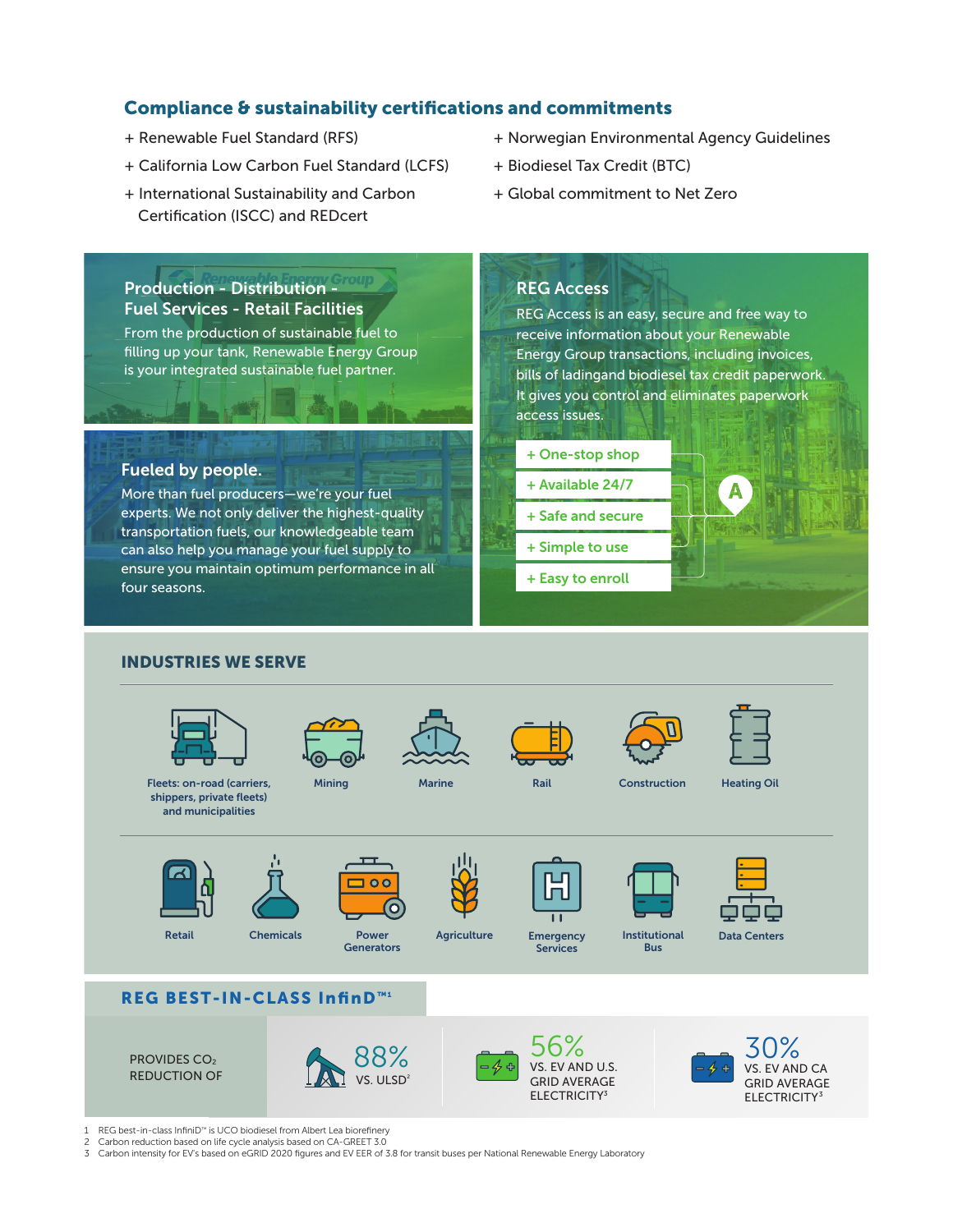## Compliance & sustainability certifications and commitments

+ Renewable Fuel Standard (RFS)
+ California Low Carbon Fuel Standard (LCFS)
+ International Sustainability and Carbon Certification (ISCC) and REDcert
+ Norwegian Environmental Agency Guidelines
+ Biodiesel Tax Credit (BTC)
+ Global commitment to Net Zero

### Production - Distribution - Fuel Services - Retail Facilities

From the production of sustainable fuel to filling up your tank, Renewable Energy Group is your integrated sustainable fuel partner.

### Fueled by people.

More than fuel producers—we're your fuel experts. We not only deliver the highest-quality transportation fuels, our knowledgeable team can also help you manage your fuel supply to ensure you maintain optimum performance in all four seasons.

### REG Access

REG Access is an easy, secure and free way to receive information about your Renewable Energy Group transactions, including invoices, bills of ladingand biodiesel tax credit paperwork. It gives you control and eliminates paperwork access issues.

+ One-stop shop
+ Available 24/7
+ Safe and secure
+ Simple to use
+ Easy to enroll

## INDUSTRIES WE SERVE

- Fleets: on-road (carriers, shippers, private fleets) and municipalities
- Mining
- Marine
- Rail
- Construction
- Heating Oil
- Retail
- Chemicals
- Power Generators
- Agriculture
- Emergency Services
- Institutional Bus
- Data Centers

## REG BEST-IN-CLASS InfinD™[1]

PROVIDES $CO_2$ REDUCTION OF

- 88% VS. ULSD[2]
- 56% VS. EV AND U.S. GRID AVERAGE ELECTRICITY[3]
- 30% VS. EV AND CA GRID AVERAGE ELECTRICITY[3]

1 REG best-in-class InfiniD™ is UCO biodiesel from Albert Lea biorefinery
2 Carbon reduction based on life cycle analysis based on CA-GREET 3.0
3 Carbon intensity for EV's based on eGRID 2020 figures and EV EER of 3.8 for transit buses per National Renewable Energy Laboratory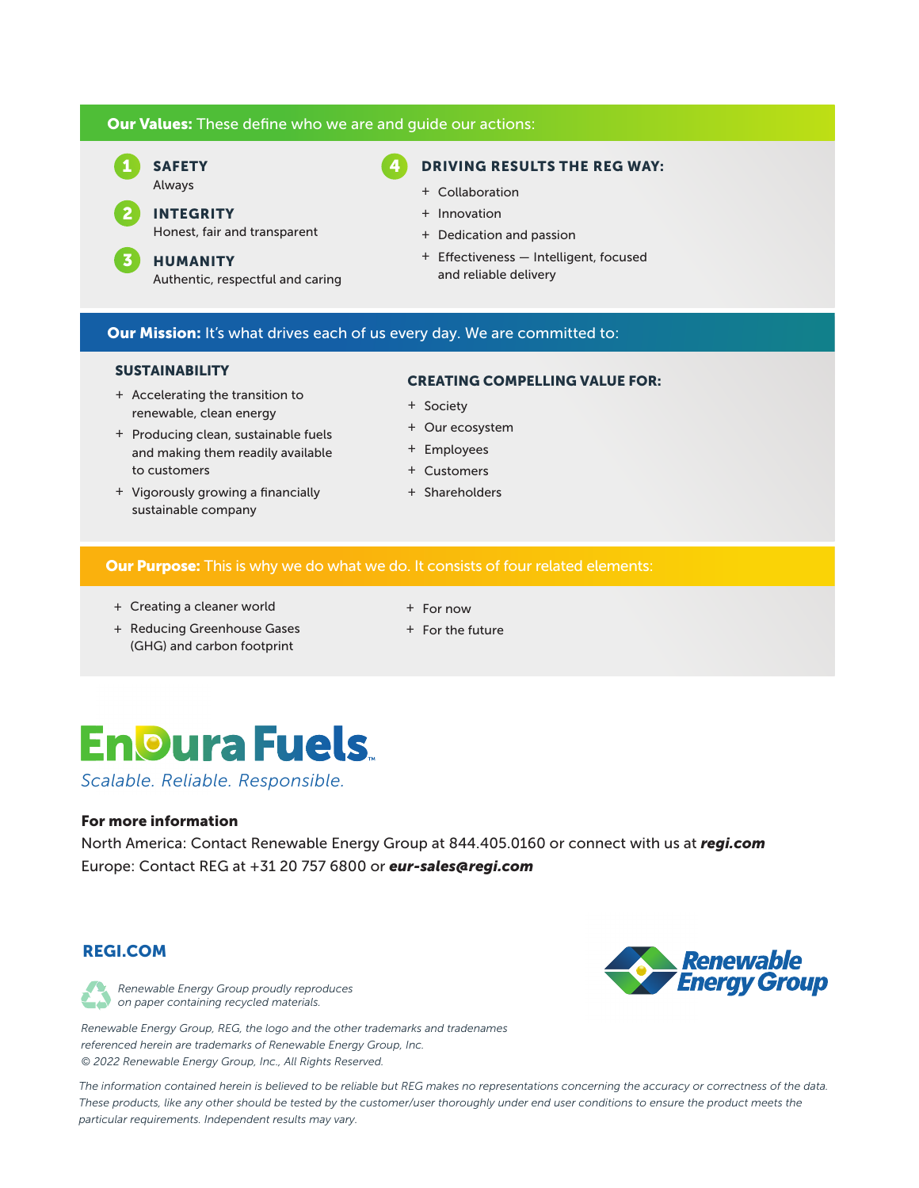**Our Values:** These define who we are and guide our actions:

1. **SAFETY**
   Always
2. **INTEGRITY**
   Honest, fair and transparent
3. **HUMANITY**
   Authentic, respectful and caring
4. **DRIVING RESULTS THE REG WAY:**
   - Collaboration
   - Innovation
   - Dedication and passion
   - Effectiveness — Intelligent, focused and reliable delivery

**Our Mission:** It's what drives each of us every day. We are committed to:

**SUSTAINABILITY**

- Accelerating the transition to renewable, clean energy
- Producing clean, sustainable fuels and making them readily available to customers
- Vigorously growing a financially sustainable company

**CREATING COMPELLING VALUE FOR:**

- Society
- Our ecosystem
- Employees
- Customers
- Shareholders

**Our Purpose:** This is why we do what we do. It consists of four related elements:

- Creating a cleaner world
- Reducing Greenhouse Gases (GHG) and carbon footprint
- For now
- For the future

# EnDura Fuels™

*Scalable. Reliable. Responsible.*

**For more information**

North America: Contact Renewable Energy Group at 844.405.0160 or connect with us at ***regi.com***
Europe: Contact REG at +31 20 757 6800 or ***eur-sales@regi.com***

**REGI.COM**

Renewable Energy Group

*Renewable Energy Group proudly reproduces on paper containing recycled materials.*

*Renewable Energy Group, REG, the logo and the other trademarks and tradenames referenced herein are trademarks of Renewable Energy Group, Inc. © 2022 Renewable Energy Group, Inc., All Rights Reserved.*

*The information contained herein is believed to be reliable but REG makes no representations concerning the accuracy or correctness of the data. These products, like any other should be tested by the customer/user thoroughly under end user conditions to ensure the product meets the particular requirements. Independent results may vary.*